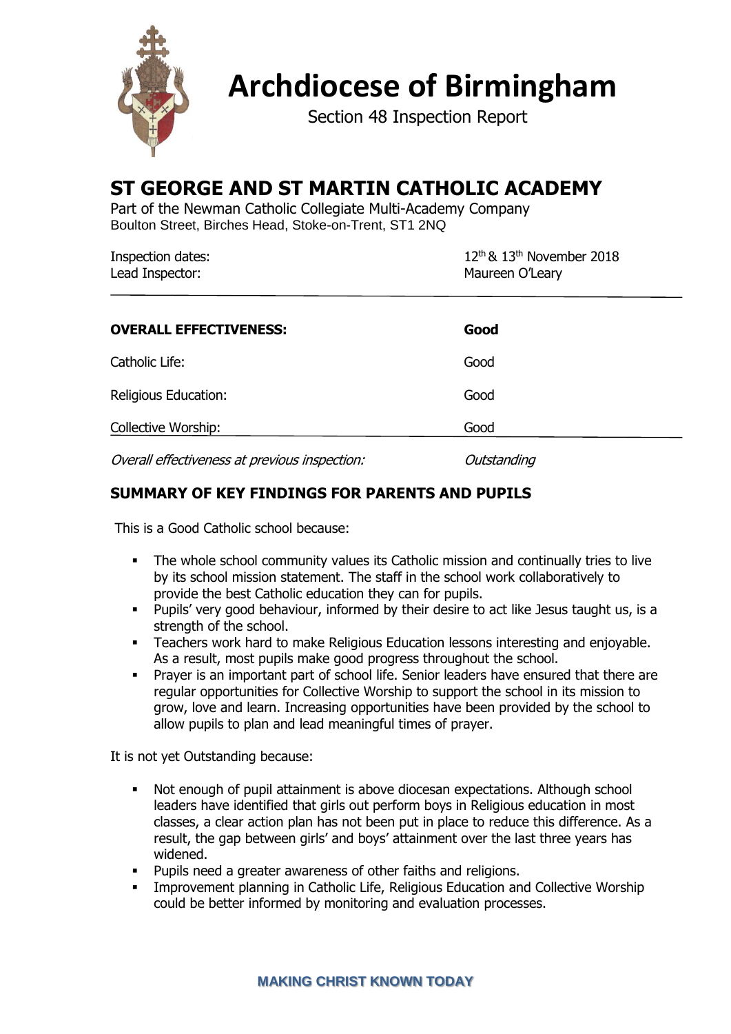# Archdiocese of Birmingham

Section 48 Inspection Report

## ST GEORGE AND ST MARTIN CATHOLIC ACADEMY

Part of the Newman Catholic Collegiate Multi-Academy Company
Boulton Street, Birches Head, Stoke-on-Trent, ST1 2NQ

| | |
|---|---|
| Inspection dates: | 12th & 13th November 2018 |
| Lead Inspector: | Maureen O'Leary |

| | |
|---|---|
| **OVERALL EFFECTIVENESS:** | **Good** |
| Catholic Life: | Good |
| Religious Education: | Good |
| Collective Worship: | Good |
| *Overall effectiveness at previous inspection:* | *Outstanding* |

### SUMMARY OF KEY FINDINGS FOR PARENTS AND PUPILS

This is a Good Catholic school because:

- The whole school community values its Catholic mission and continually tries to live by its school mission statement. The staff in the school work collaboratively to provide the best Catholic education they can for pupils.
- Pupils' very good behaviour, informed by their desire to act like Jesus taught us, is a strength of the school.
- Teachers work hard to make Religious Education lessons interesting and enjoyable. As a result, most pupils make good progress throughout the school.
- Prayer is an important part of school life. Senior leaders have ensured that there are regular opportunities for Collective Worship to support the school in its mission to grow, love and learn. Increasing opportunities have been provided by the school to allow pupils to plan and lead meaningful times of prayer.

It is not yet Outstanding because:

- Not enough of pupil attainment is above diocesan expectations. Although school leaders have identified that girls out perform boys in Religious education in most classes, a clear action plan has not been put in place to reduce this difference. As a result, the gap between girls' and boys' attainment over the last three years has widened.
- Pupils need a greater awareness of other faiths and religions.
- Improvement planning in Catholic Life, Religious Education and Collective Worship could be better informed by monitoring and evaluation processes.

MAKING CHRIST KNOWN TODAY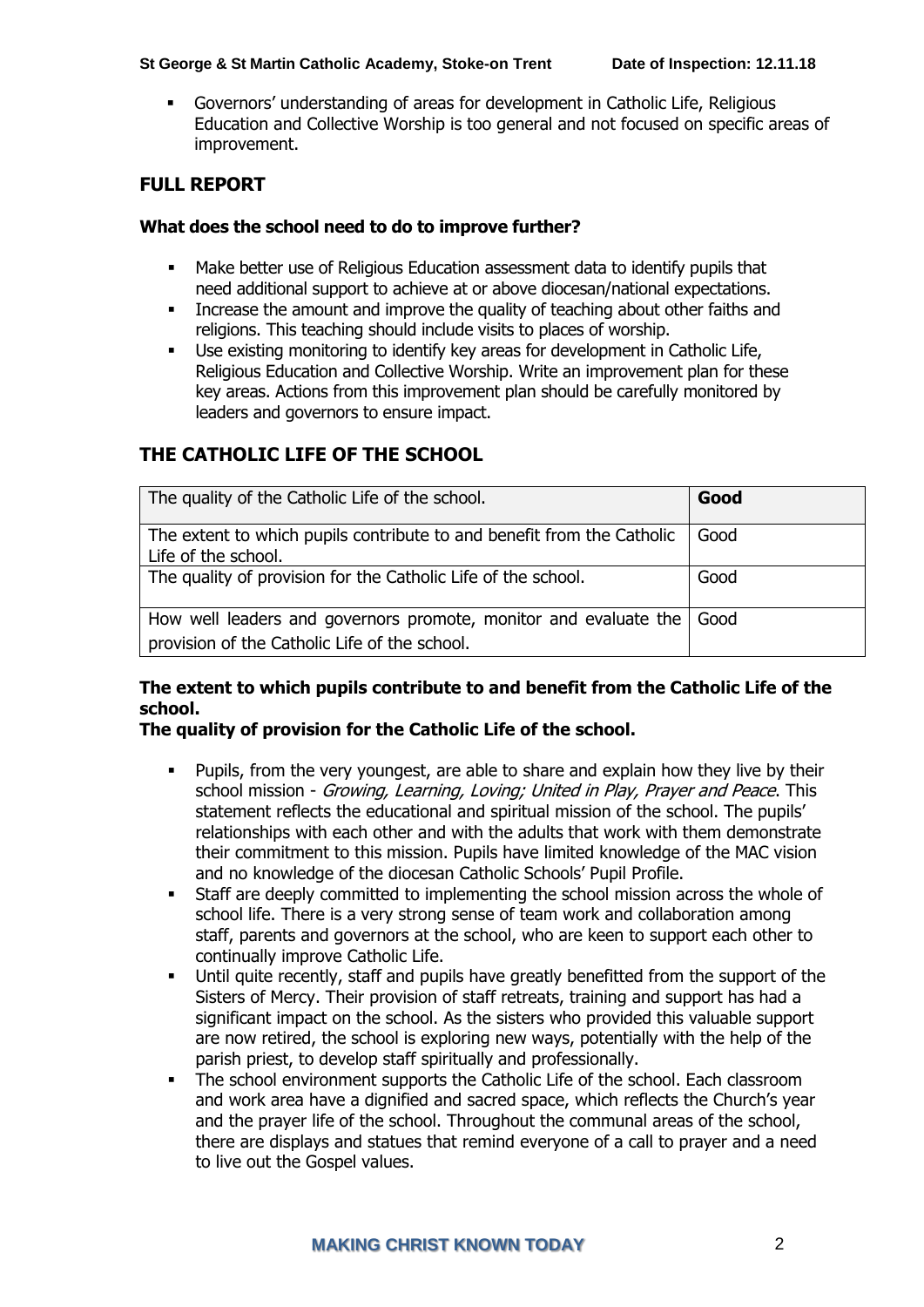- Governors' understanding of areas for development in Catholic Life, Religious Education and Collective Worship is too general and not focused on specific areas of improvement.

## FULL REPORT

### What does the school need to do to improve further?

- Make better use of Religious Education assessment data to identify pupils that need additional support to achieve at or above diocesan/national expectations.
- Increase the amount and improve the quality of teaching about other faiths and religions. This teaching should include visits to places of worship.
- Use existing monitoring to identify key areas for development in Catholic Life, Religious Education and Collective Worship. Write an improvement plan for these key areas. Actions from this improvement plan should be carefully monitored by leaders and governors to ensure impact.

## THE CATHOLIC LIFE OF THE SCHOOL

| The quality of the Catholic Life of the school. | **Good** |
|---|---|
| The extent to which pupils contribute to and benefit from the Catholic Life of the school. | Good |
| The quality of provision for the Catholic Life of the school. | Good |
| How well leaders and governors promote, monitor and evaluate the provision of the Catholic Life of the school. | Good |

**The extent to which pupils contribute to and benefit from the Catholic Life of the school.**

**The quality of provision for the Catholic Life of the school.**

- Pupils, from the very youngest, are able to share and explain how they live by their school mission - *Growing, Learning, Loving; United in Play, Prayer and Peace*. This statement reflects the educational and spiritual mission of the school. The pupils' relationships with each other and with the adults that work with them demonstrate their commitment to this mission. Pupils have limited knowledge of the MAC vision and no knowledge of the diocesan Catholic Schools' Pupil Profile.
- Staff are deeply committed to implementing the school mission across the whole of school life. There is a very strong sense of team work and collaboration among staff, parents and governors at the school, who are keen to support each other to continually improve Catholic Life.
- Until quite recently, staff and pupils have greatly benefitted from the support of the Sisters of Mercy. Their provision of staff retreats, training and support has had a significant impact on the school. As the sisters who provided this valuable support are now retired, the school is exploring new ways, potentially with the help of the parish priest, to develop staff spiritually and professionally.
- The school environment supports the Catholic Life of the school. Each classroom and work area have a dignified and sacred space, which reflects the Church's year and the prayer life of the school. Throughout the communal areas of the school, there are displays and statues that remind everyone of a call to prayer and a need to live out the Gospel values.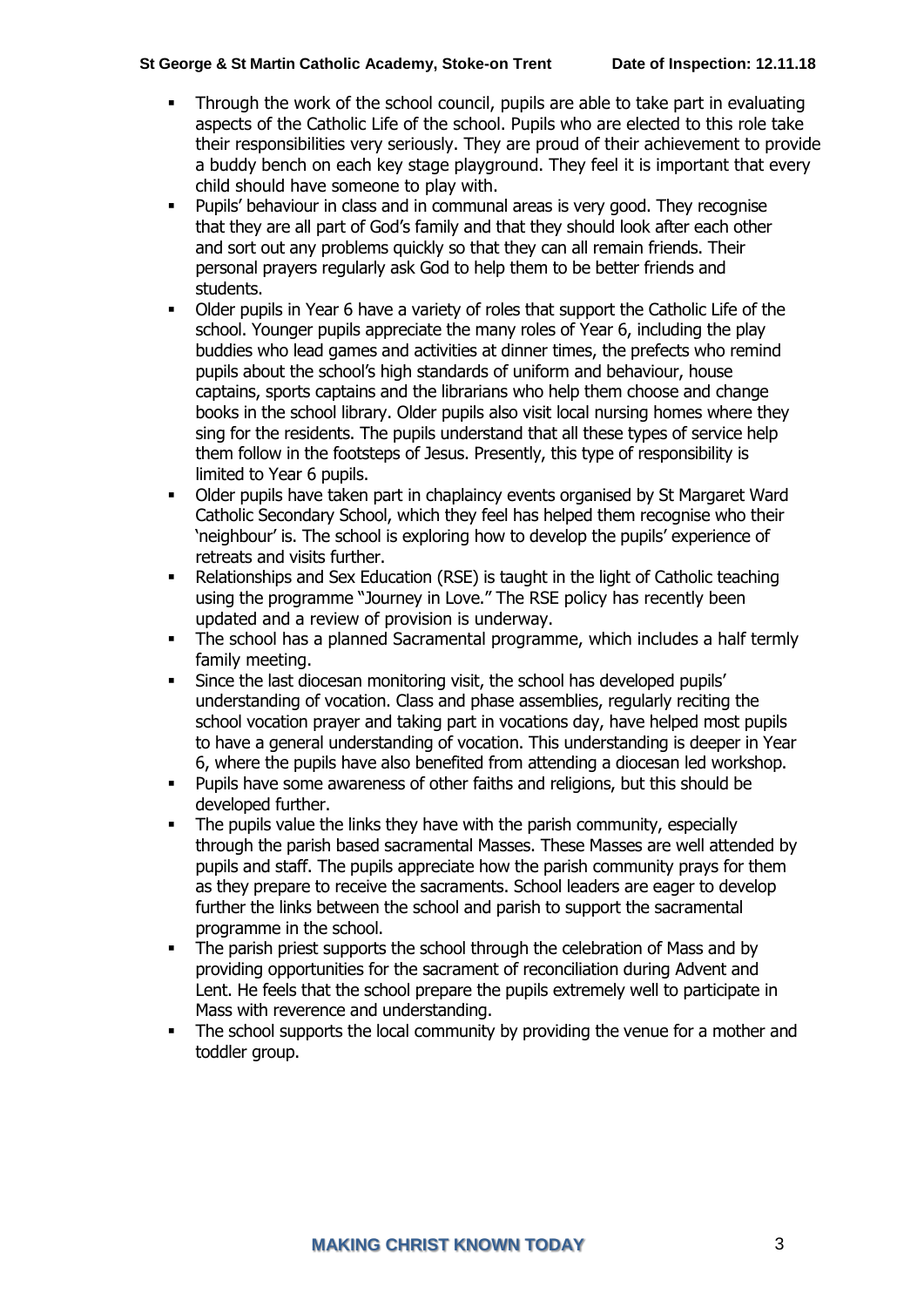- Through the work of the school council, pupils are able to take part in evaluating aspects of the Catholic Life of the school. Pupils who are elected to this role take their responsibilities very seriously. They are proud of their achievement to provide a buddy bench on each key stage playground. They feel it is important that every child should have someone to play with.
- Pupils' behaviour in class and in communal areas is very good. They recognise that they are all part of God's family and that they should look after each other and sort out any problems quickly so that they can all remain friends. Their personal prayers regularly ask God to help them to be better friends and students.
- Older pupils in Year 6 have a variety of roles that support the Catholic Life of the school. Younger pupils appreciate the many roles of Year 6, including the play buddies who lead games and activities at dinner times, the prefects who remind pupils about the school's high standards of uniform and behaviour, house captains, sports captains and the librarians who help them choose and change books in the school library. Older pupils also visit local nursing homes where they sing for the residents. The pupils understand that all these types of service help them follow in the footsteps of Jesus. Presently, this type of responsibility is limited to Year 6 pupils.
- Older pupils have taken part in chaplaincy events organised by St Margaret Ward Catholic Secondary School, which they feel has helped them recognise who their 'neighbour' is. The school is exploring how to develop the pupils' experience of retreats and visits further.
- Relationships and Sex Education (RSE) is taught in the light of Catholic teaching using the programme "Journey in Love." The RSE policy has recently been updated and a review of provision is underway.
- The school has a planned Sacramental programme, which includes a half termly family meeting.
- Since the last diocesan monitoring visit, the school has developed pupils' understanding of vocation. Class and phase assemblies, regularly reciting the school vocation prayer and taking part in vocations day, have helped most pupils to have a general understanding of vocation. This understanding is deeper in Year 6, where the pupils have also benefited from attending a diocesan led workshop.
- Pupils have some awareness of other faiths and religions, but this should be developed further.
- The pupils value the links they have with the parish community, especially through the parish based sacramental Masses. These Masses are well attended by pupils and staff. The pupils appreciate how the parish community prays for them as they prepare to receive the sacraments. School leaders are eager to develop further the links between the school and parish to support the sacramental programme in the school.
- The parish priest supports the school through the celebration of Mass and by providing opportunities for the sacrament of reconciliation during Advent and Lent. He feels that the school prepare the pupils extremely well to participate in Mass with reverence and understanding.
- The school supports the local community by providing the venue for a mother and toddler group.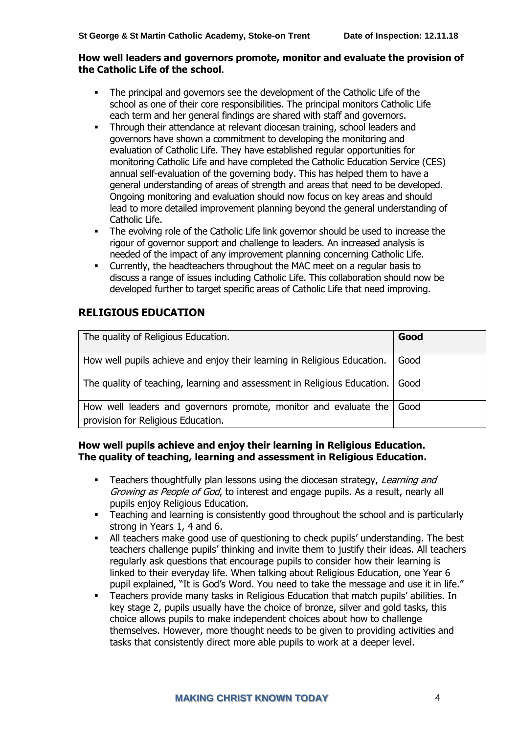**How well leaders and governors promote, monitor and evaluate the provision of the Catholic Life of the school**.

- The principal and governors see the development of the Catholic Life of the school as one of their core responsibilities. The principal monitors Catholic Life each term and her general findings are shared with staff and governors.
- Through their attendance at relevant diocesan training, school leaders and governors have shown a commitment to developing the monitoring and evaluation of Catholic Life. They have established regular opportunities for monitoring Catholic Life and have completed the Catholic Education Service (CES) annual self-evaluation of the governing body. This has helped them to have a general understanding of areas of strength and areas that need to be developed. Ongoing monitoring and evaluation should now focus on key areas and should lead to more detailed improvement planning beyond the general understanding of Catholic Life.
- The evolving role of the Catholic Life link governor should be used to increase the rigour of governor support and challenge to leaders. An increased analysis is needed of the impact of any improvement planning concerning Catholic Life.
- Currently, the headteachers throughout the MAC meet on a regular basis to discuss a range of issues including Catholic Life. This collaboration should now be developed further to target specific areas of Catholic Life that need improving.

## RELIGIOUS EDUCATION

| The quality of Religious Education. | **Good** |
|---|---|
| How well pupils achieve and enjoy their learning in Religious Education. | Good |
| The quality of teaching, learning and assessment in Religious Education. | Good |
| How well leaders and governors promote, monitor and evaluate the provision for Religious Education. | Good |

**How well pupils achieve and enjoy their learning in Religious Education.**
**The quality of teaching, learning and assessment in Religious Education.**

- Teachers thoughtfully plan lessons using the diocesan strategy, *Learning and Growing as People of God*, to interest and engage pupils. As a result, nearly all pupils enjoy Religious Education.
- Teaching and learning is consistently good throughout the school and is particularly strong in Years 1, 4 and 6.
- All teachers make good use of questioning to check pupils' understanding. The best teachers challenge pupils' thinking and invite them to justify their ideas. All teachers regularly ask questions that encourage pupils to consider how their learning is linked to their everyday life. When talking about Religious Education, one Year 6 pupil explained, "It is God's Word. You need to take the message and use it in life."
- Teachers provide many tasks in Religious Education that match pupils' abilities. In key stage 2, pupils usually have the choice of bronze, silver and gold tasks, this choice allows pupils to make independent choices about how to challenge themselves. However, more thought needs to be given to providing activities and tasks that consistently direct more able pupils to work at a deeper level.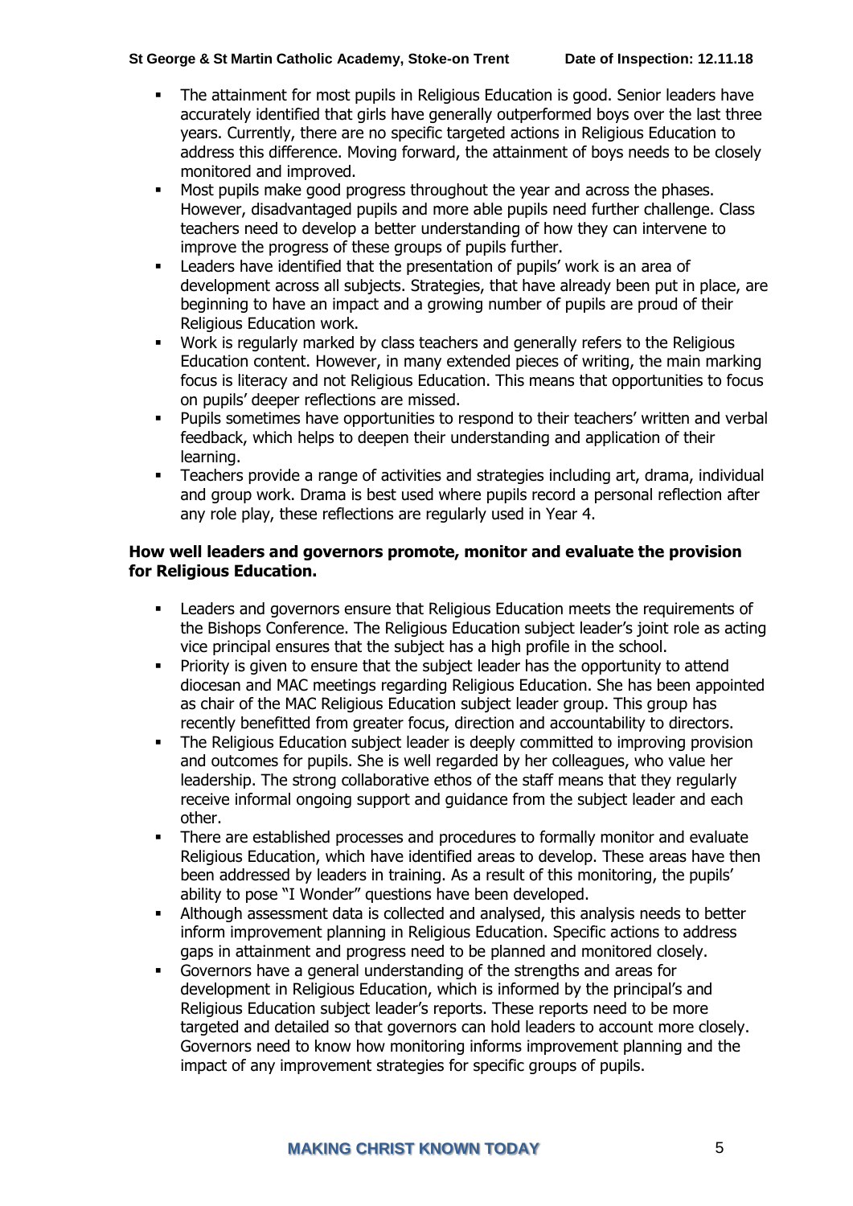- The attainment for most pupils in Religious Education is good. Senior leaders have accurately identified that girls have generally outperformed boys over the last three years. Currently, there are no specific targeted actions in Religious Education to address this difference. Moving forward, the attainment of boys needs to be closely monitored and improved.
- Most pupils make good progress throughout the year and across the phases. However, disadvantaged pupils and more able pupils need further challenge. Class teachers need to develop a better understanding of how they can intervene to improve the progress of these groups of pupils further.
- Leaders have identified that the presentation of pupils' work is an area of development across all subjects. Strategies, that have already been put in place, are beginning to have an impact and a growing number of pupils are proud of their Religious Education work.
- Work is regularly marked by class teachers and generally refers to the Religious Education content. However, in many extended pieces of writing, the main marking focus is literacy and not Religious Education. This means that opportunities to focus on pupils' deeper reflections are missed.
- Pupils sometimes have opportunities to respond to their teachers' written and verbal feedback, which helps to deepen their understanding and application of their learning.
- Teachers provide a range of activities and strategies including art, drama, individual and group work. Drama is best used where pupils record a personal reflection after any role play, these reflections are regularly used in Year 4.

### How well leaders and governors promote, monitor and evaluate the provision for Religious Education.

- Leaders and governors ensure that Religious Education meets the requirements of the Bishops Conference. The Religious Education subject leader's joint role as acting vice principal ensures that the subject has a high profile in the school.
- Priority is given to ensure that the subject leader has the opportunity to attend diocesan and MAC meetings regarding Religious Education. She has been appointed as chair of the MAC Religious Education subject leader group. This group has recently benefitted from greater focus, direction and accountability to directors.
- The Religious Education subject leader is deeply committed to improving provision and outcomes for pupils. She is well regarded by her colleagues, who value her leadership. The strong collaborative ethos of the staff means that they regularly receive informal ongoing support and guidance from the subject leader and each other.
- There are established processes and procedures to formally monitor and evaluate Religious Education, which have identified areas to develop. These areas have then been addressed by leaders in training. As a result of this monitoring, the pupils' ability to pose "I Wonder" questions have been developed.
- Although assessment data is collected and analysed, this analysis needs to better inform improvement planning in Religious Education. Specific actions to address gaps in attainment and progress need to be planned and monitored closely.
- Governors have a general understanding of the strengths and areas for development in Religious Education, which is informed by the principal's and Religious Education subject leader's reports. These reports need to be more targeted and detailed so that governors can hold leaders to account more closely. Governors need to know how monitoring informs improvement planning and the impact of any improvement strategies for specific groups of pupils.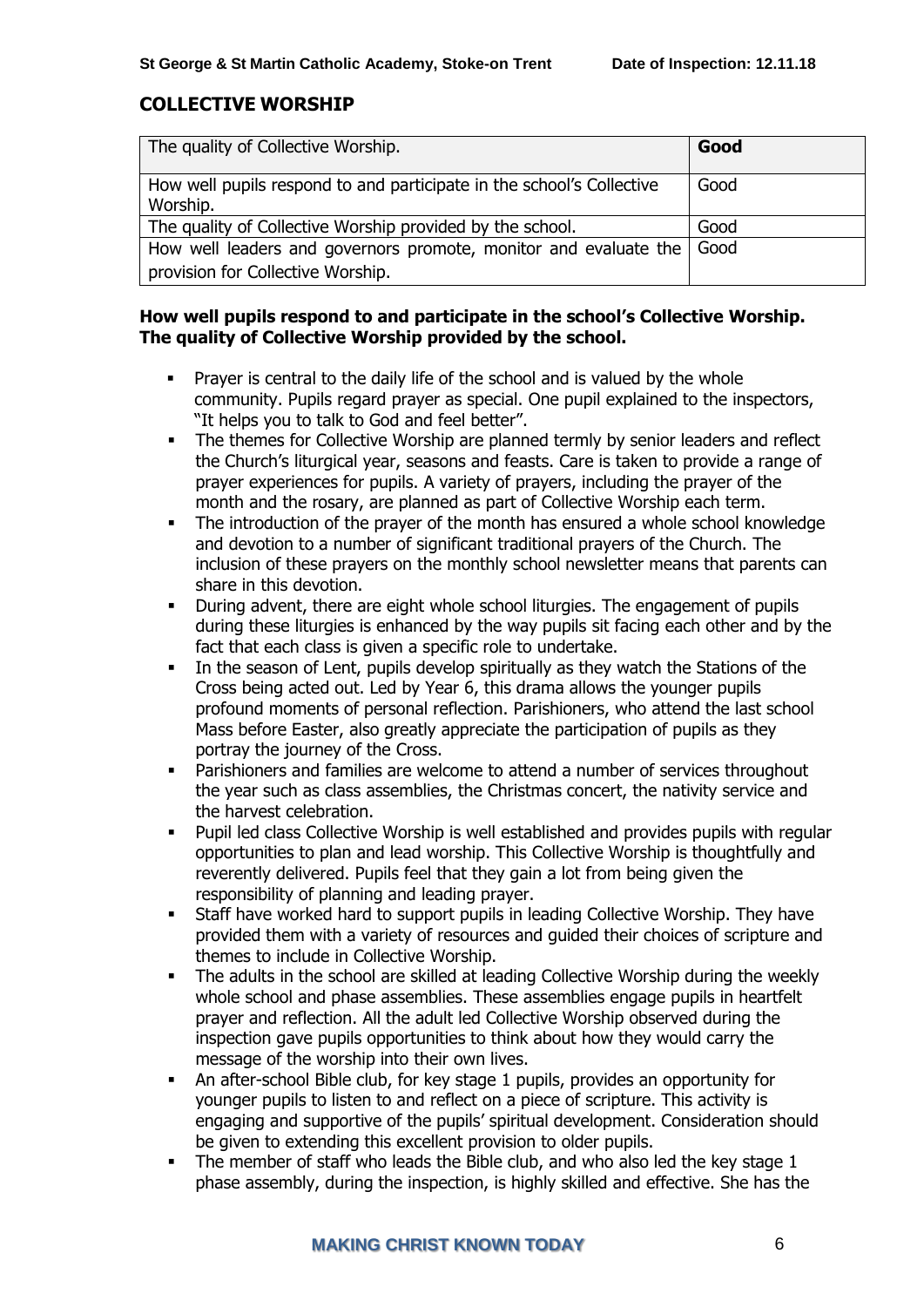## COLLECTIVE WORSHIP

| The quality of Collective Worship. | **Good** |
|---|---|
| How well pupils respond to and participate in the school's Collective Worship. | Good |
| The quality of Collective Worship provided by the school. | Good |
| How well leaders and governors promote, monitor and evaluate the provision for Collective Worship. | Good |

### How well pupils respond to and participate in the school's Collective Worship. The quality of Collective Worship provided by the school.

- Prayer is central to the daily life of the school and is valued by the whole community. Pupils regard prayer as special. One pupil explained to the inspectors, "It helps you to talk to God and feel better".
- The themes for Collective Worship are planned termly by senior leaders and reflect the Church's liturgical year, seasons and feasts. Care is taken to provide a range of prayer experiences for pupils. A variety of prayers, including the prayer of the month and the rosary, are planned as part of Collective Worship each term.
- The introduction of the prayer of the month has ensured a whole school knowledge and devotion to a number of significant traditional prayers of the Church. The inclusion of these prayers on the monthly school newsletter means that parents can share in this devotion.
- During advent, there are eight whole school liturgies. The engagement of pupils during these liturgies is enhanced by the way pupils sit facing each other and by the fact that each class is given a specific role to undertake.
- In the season of Lent, pupils develop spiritually as they watch the Stations of the Cross being acted out. Led by Year 6, this drama allows the younger pupils profound moments of personal reflection. Parishioners, who attend the last school Mass before Easter, also greatly appreciate the participation of pupils as they portray the journey of the Cross.
- Parishioners and families are welcome to attend a number of services throughout the year such as class assemblies, the Christmas concert, the nativity service and the harvest celebration.
- Pupil led class Collective Worship is well established and provides pupils with regular opportunities to plan and lead worship. This Collective Worship is thoughtfully and reverently delivered. Pupils feel that they gain a lot from being given the responsibility of planning and leading prayer.
- Staff have worked hard to support pupils in leading Collective Worship. They have provided them with a variety of resources and guided their choices of scripture and themes to include in Collective Worship.
- The adults in the school are skilled at leading Collective Worship during the weekly whole school and phase assemblies. These assemblies engage pupils in heartfelt prayer and reflection. All the adult led Collective Worship observed during the inspection gave pupils opportunities to think about how they would carry the message of the worship into their own lives.
- An after-school Bible club, for key stage 1 pupils, provides an opportunity for younger pupils to listen to and reflect on a piece of scripture. This activity is engaging and supportive of the pupils' spiritual development. Consideration should be given to extending this excellent provision to older pupils.
- The member of staff who leads the Bible club, and who also led the key stage 1 phase assembly, during the inspection, is highly skilled and effective. She has the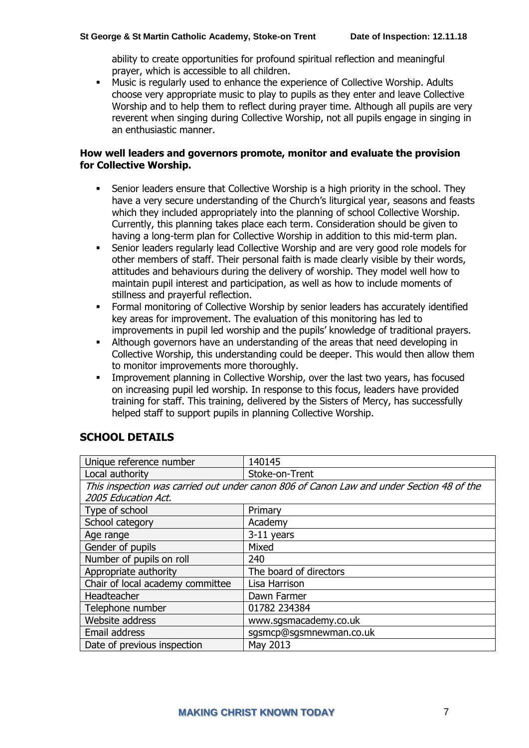ability to create opportunities for profound spiritual reflection and meaningful prayer, which is accessible to all children.

- Music is regularly used to enhance the experience of Collective Worship. Adults choose very appropriate music to play to pupils as they enter and leave Collective Worship and to help them to reflect during prayer time. Although all pupils are very reverent when singing during Collective Worship, not all pupils engage in singing in an enthusiastic manner.

**How well leaders and governors promote, monitor and evaluate the provision for Collective Worship.**

- Senior leaders ensure that Collective Worship is a high priority in the school. They have a very secure understanding of the Church's liturgical year, seasons and feasts which they included appropriately into the planning of school Collective Worship. Currently, this planning takes place each term. Consideration should be given to having a long-term plan for Collective Worship in addition to this mid-term plan.
- Senior leaders regularly lead Collective Worship and are very good role models for other members of staff. Their personal faith is made clearly visible by their words, attitudes and behaviours during the delivery of worship. They model well how to maintain pupil interest and participation, as well as how to include moments of stillness and prayerful reflection.
- Formal monitoring of Collective Worship by senior leaders has accurately identified key areas for improvement. The evaluation of this monitoring has led to improvements in pupil led worship and the pupils' knowledge of traditional prayers.
- Although governors have an understanding of the areas that need developing in Collective Worship, this understanding could be deeper. This would then allow them to monitor improvements more thoroughly.
- Improvement planning in Collective Worship, over the last two years, has focused on increasing pupil led worship. In response to this focus, leaders have provided training for staff. This training, delivered by the Sisters of Mercy, has successfully helped staff to support pupils in planning Collective Worship.

## SCHOOL DETAILS

| Unique reference number | 140145 |
|---|---|
| Local authority | Stoke-on-Trent |
| *This inspection was carried out under canon 806 of Canon Law and under Section 48 of the 2005 Education Act.* | |
| Type of school | Primary |
| School category | Academy |
| Age range | 3-11 years |
| Gender of pupils | Mixed |
| Number of pupils on roll | 240 |
| Appropriate authority | The board of directors |
| Chair of local academy committee | Lisa Harrison |
| Headteacher | Dawn Farmer |
| Telephone number | 01782 234384 |
| Website address | www.sgsmacademy.co.uk |
| Email address | sgsmcp@sgsmnewman.co.uk |
| Date of previous inspection | May 2013 |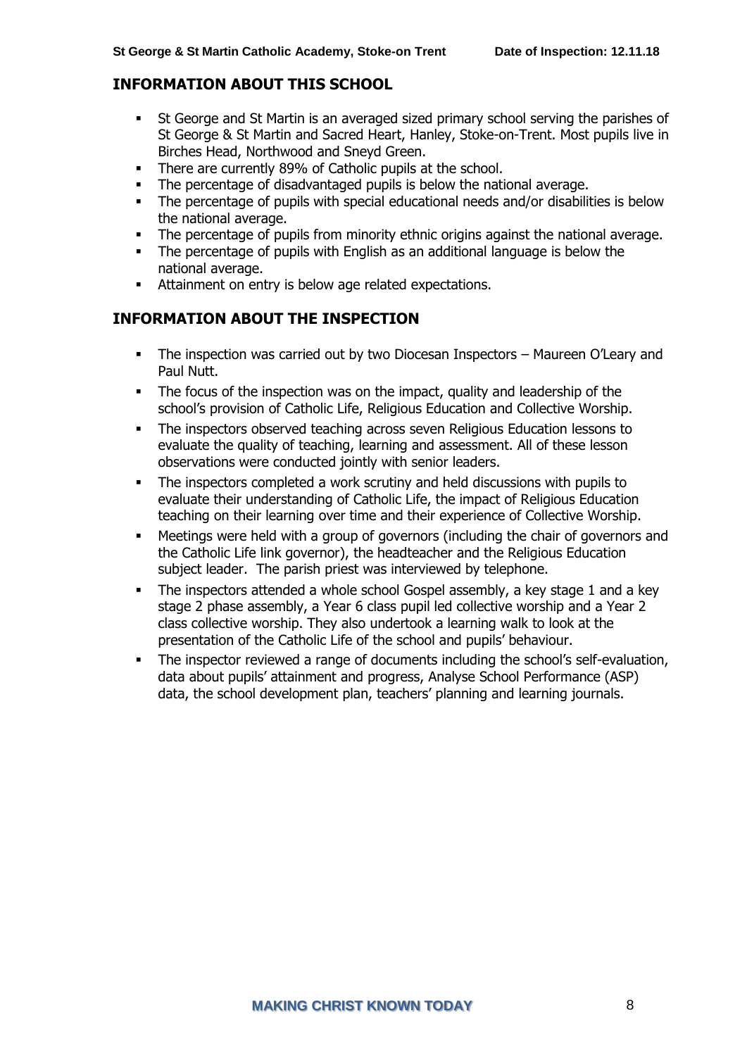## INFORMATION ABOUT THIS SCHOOL

- St George and St Martin is an averaged sized primary school serving the parishes of St George & St Martin and Sacred Heart, Hanley, Stoke-on-Trent. Most pupils live in Birches Head, Northwood and Sneyd Green.
- There are currently 89% of Catholic pupils at the school.
- The percentage of disadvantaged pupils is below the national average.
- The percentage of pupils with special educational needs and/or disabilities is below the national average.
- The percentage of pupils from minority ethnic origins against the national average.
- The percentage of pupils with English as an additional language is below the national average.
- Attainment on entry is below age related expectations.

## INFORMATION ABOUT THE INSPECTION

- The inspection was carried out by two Diocesan Inspectors – Maureen O'Leary and Paul Nutt.
- The focus of the inspection was on the impact, quality and leadership of the school's provision of Catholic Life, Religious Education and Collective Worship.
- The inspectors observed teaching across seven Religious Education lessons to evaluate the quality of teaching, learning and assessment. All of these lesson observations were conducted jointly with senior leaders.
- The inspectors completed a work scrutiny and held discussions with pupils to evaluate their understanding of Catholic Life, the impact of Religious Education teaching on their learning over time and their experience of Collective Worship.
- Meetings were held with a group of governors (including the chair of governors and the Catholic Life link governor), the headteacher and the Religious Education subject leader. The parish priest was interviewed by telephone.
- The inspectors attended a whole school Gospel assembly, a key stage 1 and a key stage 2 phase assembly, a Year 6 class pupil led collective worship and a Year 2 class collective worship. They also undertook a learning walk to look at the presentation of the Catholic Life of the school and pupils' behaviour.
- The inspector reviewed a range of documents including the school's self-evaluation, data about pupils' attainment and progress, Analyse School Performance (ASP) data, the school development plan, teachers' planning and learning journals.